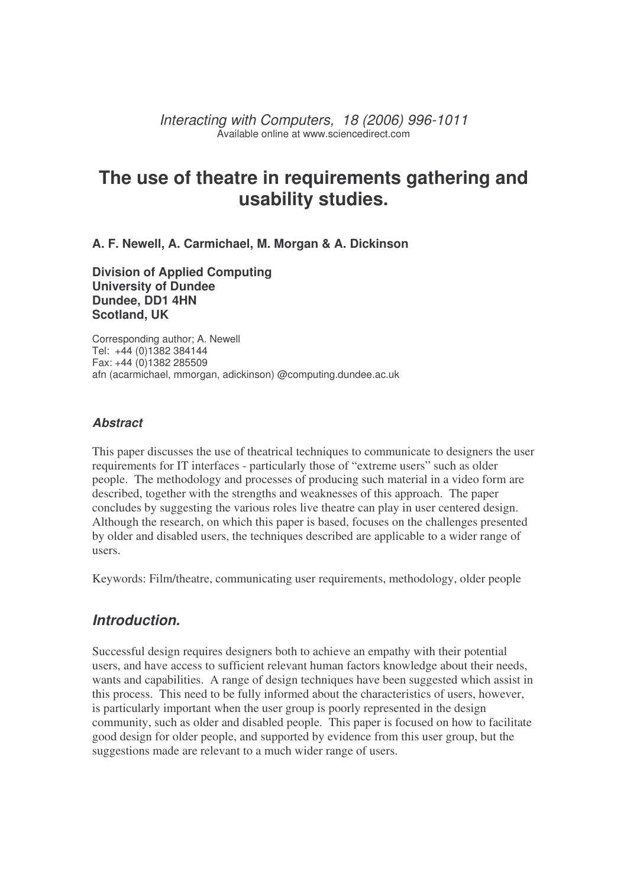*Interacting with Computers, 18 (2006) 996-1011*
Available online at www.sciencedirect.com

# The use of theatre in requirements gathering and usability studies.

**A. F. Newell, A. Carmichael, M. Morgan & A. Dickinson**

**Division of Applied Computing**
**University of Dundee**
**Dundee, DD1 4HN**
**Scotland, UK**

Corresponding author; A. Newell
Tel: +44 (0)1382 384144
Fax: +44 (0)1382 285509
afn (acarmichael, mmorgan, adickinson) @computing.dundee.ac.uk

### *Abstract*

This paper discusses the use of theatrical techniques to communicate to designers the user requirements for IT interfaces - particularly those of "extreme users" such as older people. The methodology and processes of producing such material in a video form are described, together with the strengths and weaknesses of this approach. The paper concludes by suggesting the various roles live theatre can play in user centered design. Although the research, on which this paper is based, focuses on the challenges presented by older and disabled users, the techniques described are applicable to a wider range of users.

Keywords: Film/theatre, communicating user requirements, methodology, older people

## *Introduction.*

Successful design requires designers both to achieve an empathy with their potential users, and have access to sufficient relevant human factors knowledge about their needs, wants and capabilities. A range of design techniques have been suggested which assist in this process. This need to be fully informed about the characteristics of users, however, is particularly important when the user group is poorly represented in the design community, such as older and disabled people. This paper is focused on how to facilitate good design for older people, and supported by evidence from this user group, but the suggestions made are relevant to a much wider range of users.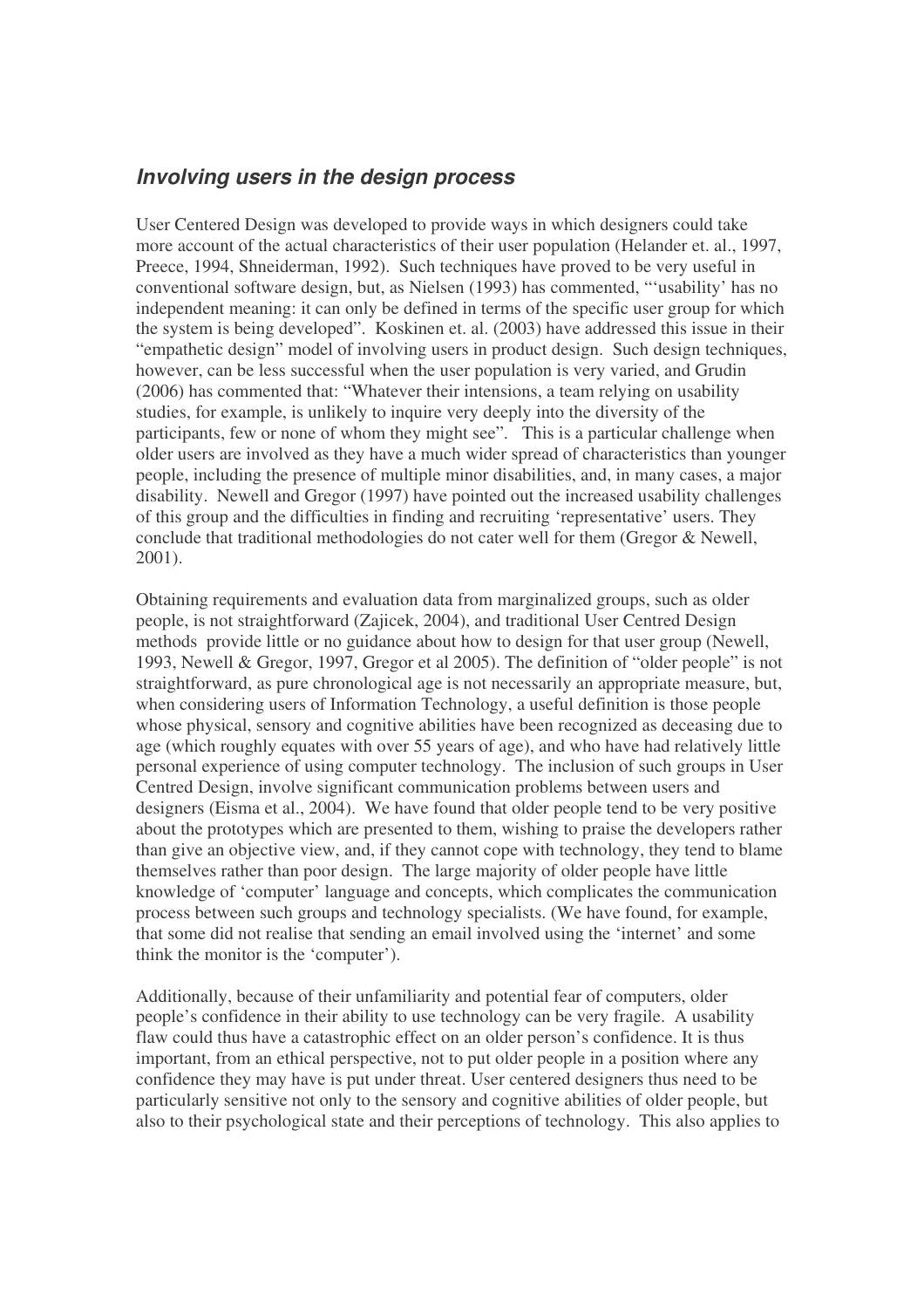## *Involving users in the design process*

User Centered Design was developed to provide ways in which designers could take more account of the actual characteristics of their user population (Helander et. al., 1997, Preece, 1994, Shneiderman, 1992). Such techniques have proved to be very useful in conventional software design, but, as Nielsen (1993) has commented, "'usability' has no independent meaning: it can only be defined in terms of the specific user group for which the system is being developed". Koskinen et. al. (2003) have addressed this issue in their "empathetic design" model of involving users in product design. Such design techniques, however, can be less successful when the user population is very varied, and Grudin (2006) has commented that: "Whatever their intensions, a team relying on usability studies, for example, is unlikely to inquire very deeply into the diversity of the participants, few or none of whom they might see". This is a particular challenge when older users are involved as they have a much wider spread of characteristics than younger people, including the presence of multiple minor disabilities, and, in many cases, a major disability. Newell and Gregor (1997) have pointed out the increased usability challenges of this group and the difficulties in finding and recruiting 'representative' users. They conclude that traditional methodologies do not cater well for them (Gregor & Newell, 2001).

Obtaining requirements and evaluation data from marginalized groups, such as older people, is not straightforward (Zajicek, 2004), and traditional User Centred Design methods provide little or no guidance about how to design for that user group (Newell, 1993, Newell & Gregor, 1997, Gregor et al 2005). The definition of "older people" is not straightforward, as pure chronological age is not necessarily an appropriate measure, but, when considering users of Information Technology, a useful definition is those people whose physical, sensory and cognitive abilities have been recognized as deceasing due to age (which roughly equates with over 55 years of age), and who have had relatively little personal experience of using computer technology. The inclusion of such groups in User Centred Design, involve significant communication problems between users and designers (Eisma et al., 2004). We have found that older people tend to be very positive about the prototypes which are presented to them, wishing to praise the developers rather than give an objective view, and, if they cannot cope with technology, they tend to blame themselves rather than poor design. The large majority of older people have little knowledge of 'computer' language and concepts, which complicates the communication process between such groups and technology specialists. (We have found, for example, that some did not realise that sending an email involved using the 'internet' and some think the monitor is the 'computer').

Additionally, because of their unfamiliarity and potential fear of computers, older people's confidence in their ability to use technology can be very fragile. A usability flaw could thus have a catastrophic effect on an older person's confidence. It is thus important, from an ethical perspective, not to put older people in a position where any confidence they may have is put under threat. User centered designers thus need to be particularly sensitive not only to the sensory and cognitive abilities of older people, but also to their psychological state and their perceptions of technology. This also applies to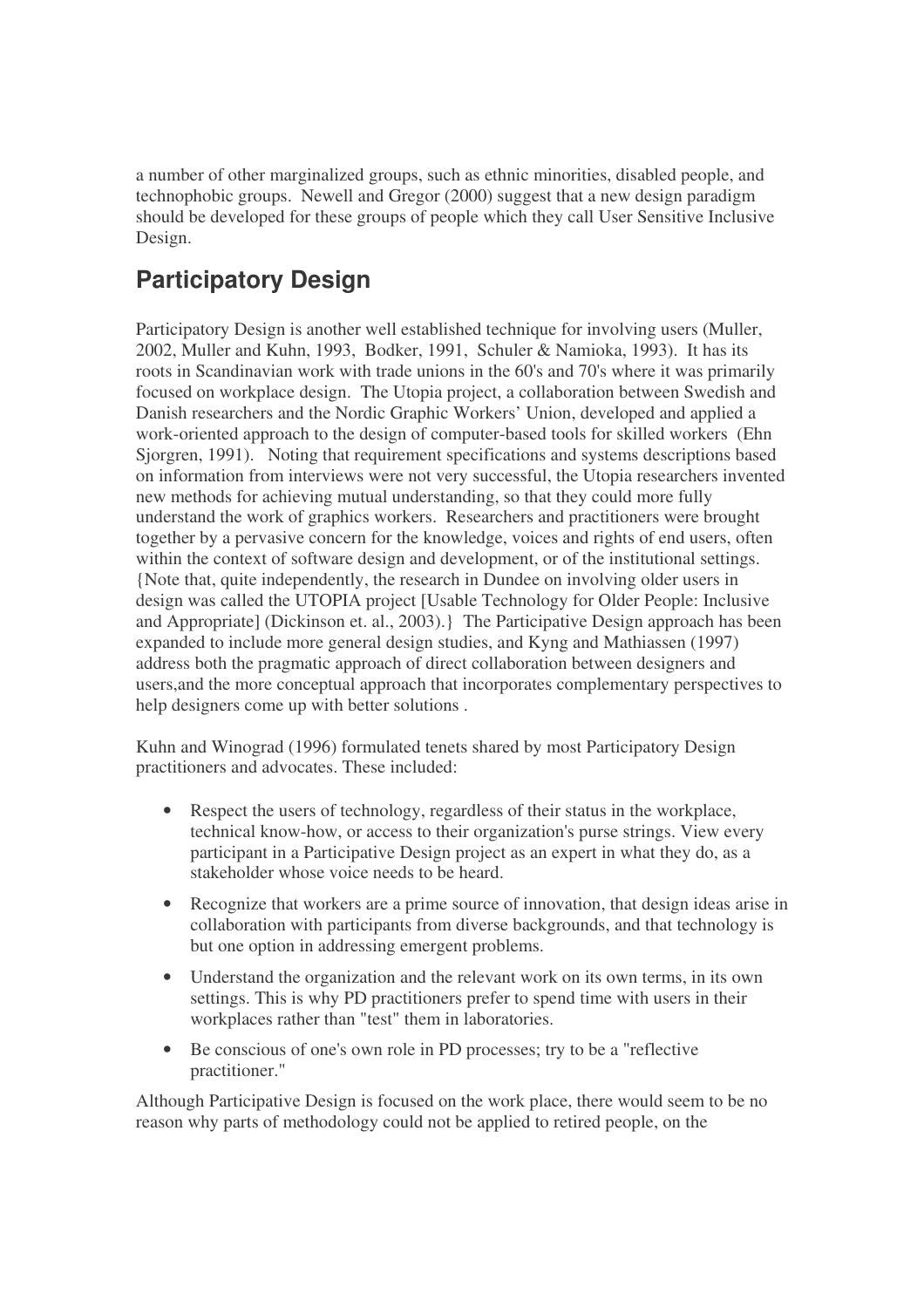a number of other marginalized groups, such as ethnic minorities, disabled people, and technophobic groups. Newell and Gregor (2000) suggest that a new design paradigm should be developed for these groups of people which they call User Sensitive Inclusive Design.

## Participatory Design

Participatory Design is another well established technique for involving users (Muller, 2002, Muller and Kuhn, 1993, Bodker, 1991, Schuler & Namioka, 1993). It has its roots in Scandinavian work with trade unions in the 60's and 70's where it was primarily focused on workplace design. The Utopia project, a collaboration between Swedish and Danish researchers and the Nordic Graphic Workers' Union, developed and applied a work-oriented approach to the design of computer-based tools for skilled workers (Ehn Sjorgren, 1991). Noting that requirement specifications and systems descriptions based on information from interviews were not very successful, the Utopia researchers invented new methods for achieving mutual understanding, so that they could more fully understand the work of graphics workers. Researchers and practitioners were brought together by a pervasive concern for the knowledge, voices and rights of end users, often within the context of software design and development, or of the institutional settings. {Note that, quite independently, the research in Dundee on involving older users in design was called the UTOPIA project [Usable Technology for Older People: Inclusive and Appropriate] (Dickinson et. al., 2003).} The Participative Design approach has been expanded to include more general design studies, and Kyng and Mathiassen (1997) address both the pragmatic approach of direct collaboration between designers and users,and the more conceptual approach that incorporates complementary perspectives to help designers come up with better solutions .

Kuhn and Winograd (1996) formulated tenets shared by most Participatory Design practitioners and advocates. These included:

- Respect the users of technology, regardless of their status in the workplace, technical know-how, or access to their organization's purse strings. View every participant in a Participative Design project as an expert in what they do, as a stakeholder whose voice needs to be heard.
- Recognize that workers are a prime source of innovation, that design ideas arise in collaboration with participants from diverse backgrounds, and that technology is but one option in addressing emergent problems.
- Understand the organization and the relevant work on its own terms, in its own settings. This is why PD practitioners prefer to spend time with users in their workplaces rather than "test" them in laboratories.
- Be conscious of one's own role in PD processes; try to be a "reflective practitioner."

Although Participative Design is focused on the work place, there would seem to be no reason why parts of methodology could not be applied to retired people, on the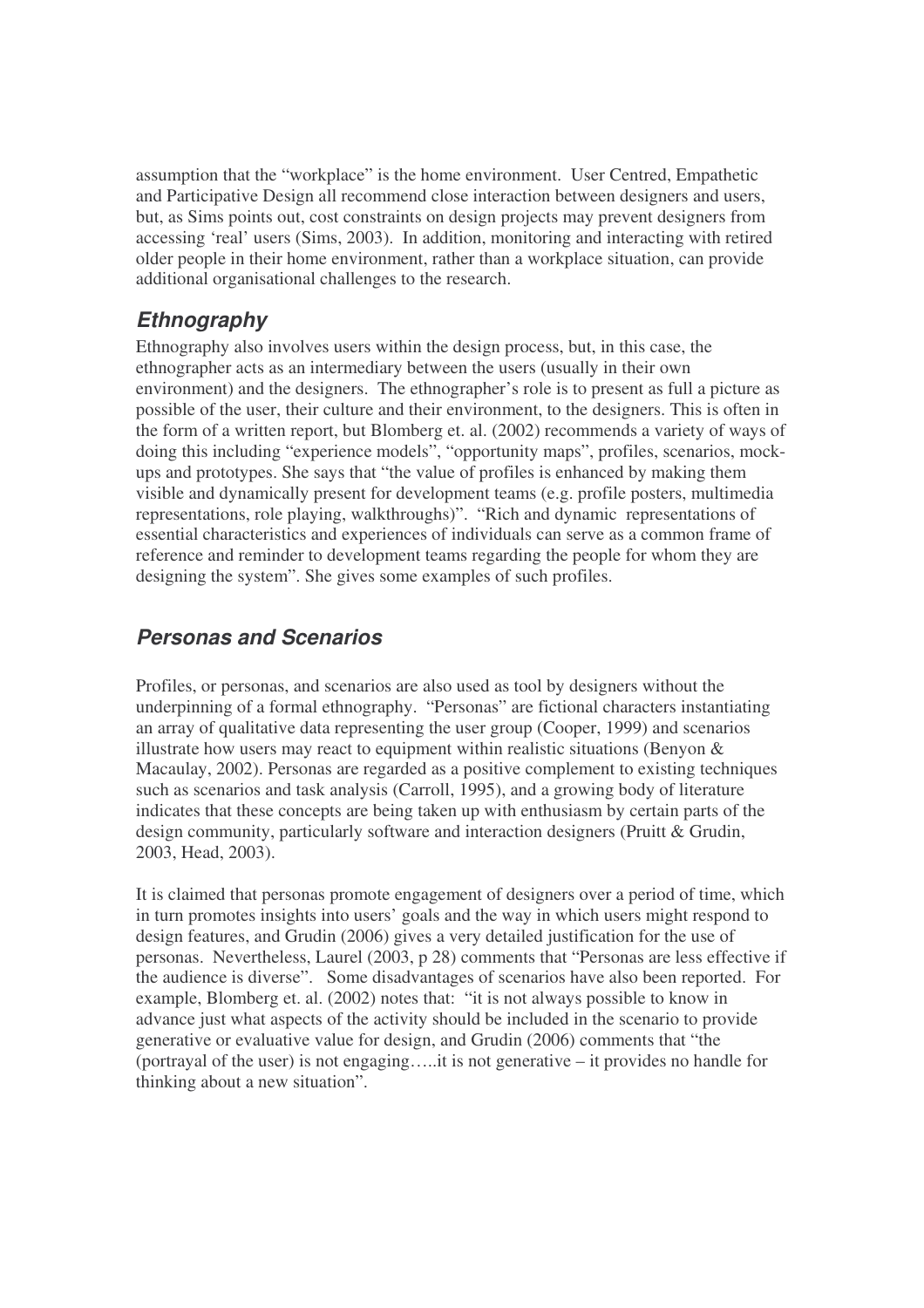assumption that the "workplace" is the home environment. User Centred, Empathetic and Participative Design all recommend close interaction between designers and users, but, as Sims points out, cost constraints on design projects may prevent designers from accessing 'real' users (Sims, 2003). In addition, monitoring and interacting with retired older people in their home environment, rather than a workplace situation, can provide additional organisational challenges to the research.

## *Ethnography*

Ethnography also involves users within the design process, but, in this case, the ethnographer acts as an intermediary between the users (usually in their own environment) and the designers. The ethnographer's role is to present as full a picture as possible of the user, their culture and their environment, to the designers. This is often in the form of a written report, but Blomberg et. al. (2002) recommends a variety of ways of doing this including "experience models", "opportunity maps", profiles, scenarios, mock-ups and prototypes. She says that "the value of profiles is enhanced by making them visible and dynamically present for development teams (e.g. profile posters, multimedia representations, role playing, walkthroughs)". "Rich and dynamic representations of essential characteristics and experiences of individuals can serve as a common frame of reference and reminder to development teams regarding the people for whom they are designing the system". She gives some examples of such profiles.

## *Personas and Scenarios*

Profiles, or personas, and scenarios are also used as tool by designers without the underpinning of a formal ethnography. "Personas" are fictional characters instantiating an array of qualitative data representing the user group (Cooper, 1999) and scenarios illustrate how users may react to equipment within realistic situations (Benyon & Macaulay, 2002). Personas are regarded as a positive complement to existing techniques such as scenarios and task analysis (Carroll, 1995), and a growing body of literature indicates that these concepts are being taken up with enthusiasm by certain parts of the design community, particularly software and interaction designers (Pruitt & Grudin, 2003, Head, 2003).

It is claimed that personas promote engagement of designers over a period of time, which in turn promotes insights into users' goals and the way in which users might respond to design features, and Grudin (2006) gives a very detailed justification for the use of personas. Nevertheless, Laurel (2003, p 28) comments that "Personas are less effective if the audience is diverse". Some disadvantages of scenarios have also been reported. For example, Blomberg et. al. (2002) notes that: "it is not always possible to know in advance just what aspects of the activity should be included in the scenario to provide generative or evaluative value for design, and Grudin (2006) comments that "the (portrayal of the user) is not engaging…..it is not generative – it provides no handle for thinking about a new situation".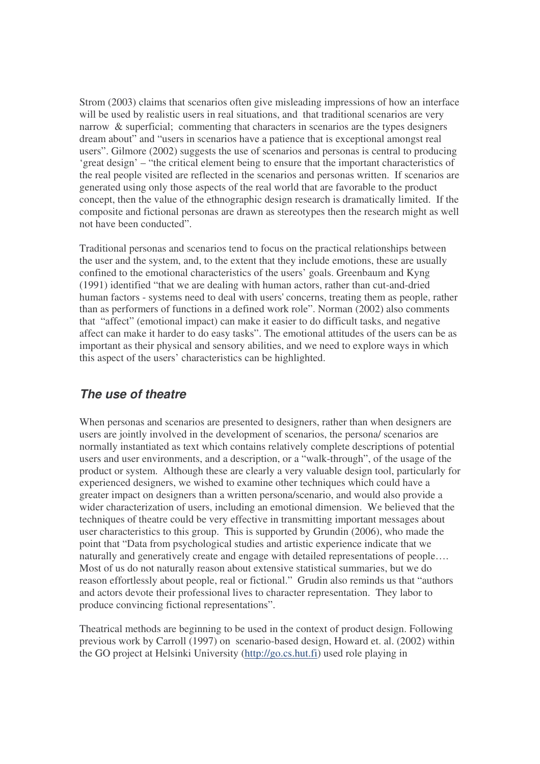Strom (2003) claims that scenarios often give misleading impressions of how an interface will be used by realistic users in real situations, and that traditional scenarios are very narrow & superficial; commenting that characters in scenarios are the types designers dream about" and "users in scenarios have a patience that is exceptional amongst real users". Gilmore (2002) suggests the use of scenarios and personas is central to producing 'great design' – "the critical element being to ensure that the important characteristics of the real people visited are reflected in the scenarios and personas written. If scenarios are generated using only those aspects of the real world that are favorable to the product concept, then the value of the ethnographic design research is dramatically limited. If the composite and fictional personas are drawn as stereotypes then the research might as well not have been conducted".

Traditional personas and scenarios tend to focus on the practical relationships between the user and the system, and, to the extent that they include emotions, these are usually confined to the emotional characteristics of the users' goals. Greenbaum and Kyng (1991) identified "that we are dealing with human actors, rather than cut-and-dried human factors - systems need to deal with users' concerns, treating them as people, rather than as performers of functions in a defined work role". Norman (2002) also comments that "affect" (emotional impact) can make it easier to do difficult tasks, and negative affect can make it harder to do easy tasks". The emotional attitudes of the users can be as important as their physical and sensory abilities, and we need to explore ways in which this aspect of the users' characteristics can be highlighted.

## *The use of theatre*

When personas and scenarios are presented to designers, rather than when designers are users are jointly involved in the development of scenarios, the persona/ scenarios are normally instantiated as text which contains relatively complete descriptions of potential users and user environments, and a description, or a "walk-through", of the usage of the product or system. Although these are clearly a very valuable design tool, particularly for experienced designers, we wished to examine other techniques which could have a greater impact on designers than a written persona/scenario, and would also provide a wider characterization of users, including an emotional dimension. We believed that the techniques of theatre could be very effective in transmitting important messages about user characteristics to this group. This is supported by Grundin (2006), who made the point that "Data from psychological studies and artistic experience indicate that we naturally and generatively create and engage with detailed representations of people…. Most of us do not naturally reason about extensive statistical summaries, but we do reason effortlessly about people, real or fictional." Grudin also reminds us that "authors and actors devote their professional lives to character representation. They labor to produce convincing fictional representations".

Theatrical methods are beginning to be used in the context of product design. Following previous work by Carroll (1997) on scenario-based design, Howard et. al. (2002) within the GO project at Helsinki University (http://go.cs.hut.fi) used role playing in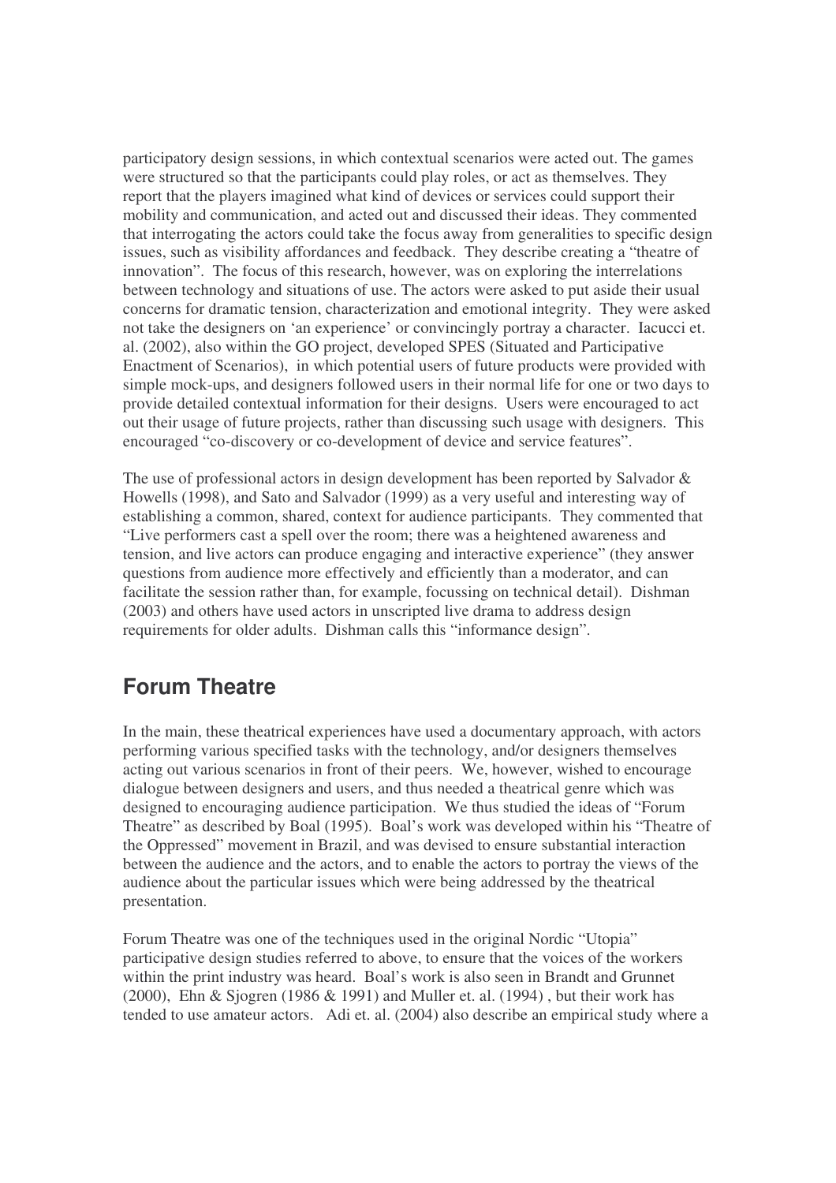participatory design sessions, in which contextual scenarios were acted out. The games were structured so that the participants could play roles, or act as themselves. They report that the players imagined what kind of devices or services could support their mobility and communication, and acted out and discussed their ideas. They commented that interrogating the actors could take the focus away from generalities to specific design issues, such as visibility affordances and feedback. They describe creating a "theatre of innovation". The focus of this research, however, was on exploring the interrelations between technology and situations of use. The actors were asked to put aside their usual concerns for dramatic tension, characterization and emotional integrity. They were asked not take the designers on 'an experience' or convincingly portray a character. Iacucci et. al. (2002), also within the GO project, developed SPES (Situated and Participative Enactment of Scenarios), in which potential users of future products were provided with simple mock-ups, and designers followed users in their normal life for one or two days to provide detailed contextual information for their designs. Users were encouraged to act out their usage of future projects, rather than discussing such usage with designers. This encouraged "co-discovery or co-development of device and service features".

The use of professional actors in design development has been reported by Salvador & Howells (1998), and Sato and Salvador (1999) as a very useful and interesting way of establishing a common, shared, context for audience participants. They commented that "Live performers cast a spell over the room; there was a heightened awareness and tension, and live actors can produce engaging and interactive experience" (they answer questions from audience more effectively and efficiently than a moderator, and can facilitate the session rather than, for example, focussing on technical detail). Dishman (2003) and others have used actors in unscripted live drama to address design requirements for older adults. Dishman calls this "informance design".

## Forum Theatre

In the main, these theatrical experiences have used a documentary approach, with actors performing various specified tasks with the technology, and/or designers themselves acting out various scenarios in front of their peers. We, however, wished to encourage dialogue between designers and users, and thus needed a theatrical genre which was designed to encouraging audience participation. We thus studied the ideas of "Forum Theatre" as described by Boal (1995). Boal's work was developed within his "Theatre of the Oppressed" movement in Brazil, and was devised to ensure substantial interaction between the audience and the actors, and to enable the actors to portray the views of the audience about the particular issues which were being addressed by the theatrical presentation.

Forum Theatre was one of the techniques used in the original Nordic "Utopia" participative design studies referred to above, to ensure that the voices of the workers within the print industry was heard. Boal's work is also seen in Brandt and Grunnet (2000), Ehn & Sjogren (1986 & 1991) and Muller et. al. (1994) , but their work has tended to use amateur actors. Adi et. al. (2004) also describe an empirical study where a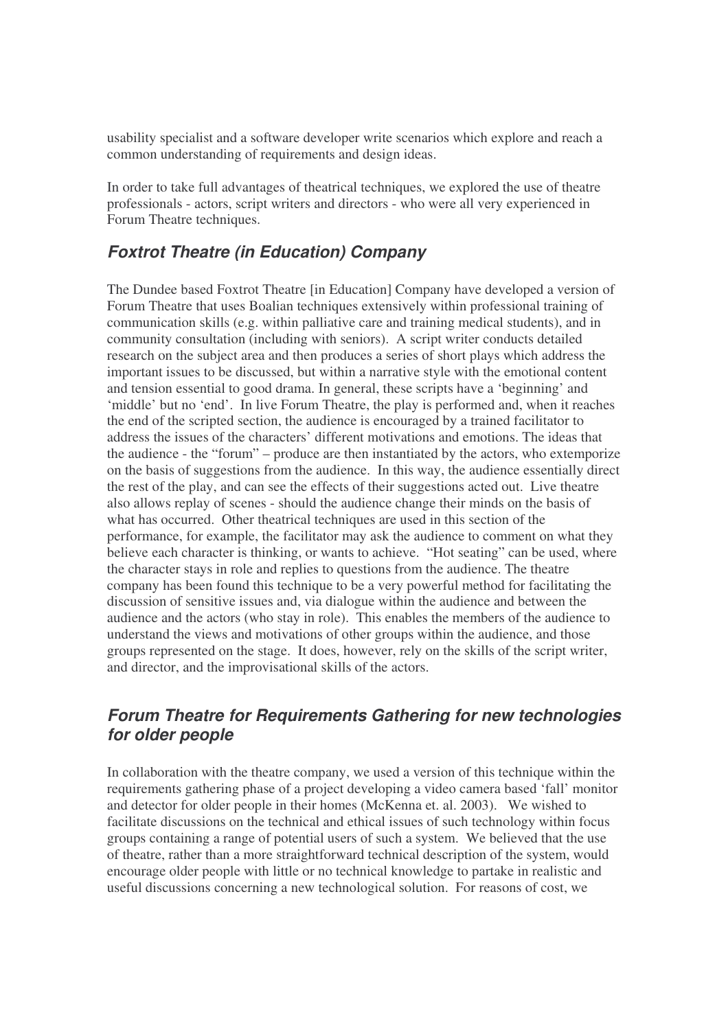usability specialist and a software developer write scenarios which explore and reach a common understanding of requirements and design ideas.

In order to take full advantages of theatrical techniques, we explored the use of theatre professionals - actors, script writers and directors - who were all very experienced in Forum Theatre techniques.

## *Foxtrot Theatre (in Education) Company*

The Dundee based Foxtrot Theatre [in Education] Company have developed a version of Forum Theatre that uses Boalian techniques extensively within professional training of communication skills (e.g. within palliative care and training medical students), and in community consultation (including with seniors). A script writer conducts detailed research on the subject area and then produces a series of short plays which address the important issues to be discussed, but within a narrative style with the emotional content and tension essential to good drama. In general, these scripts have a 'beginning' and 'middle' but no 'end'. In live Forum Theatre, the play is performed and, when it reaches the end of the scripted section, the audience is encouraged by a trained facilitator to address the issues of the characters' different motivations and emotions. The ideas that the audience - the "forum" – produce are then instantiated by the actors, who extemporize on the basis of suggestions from the audience. In this way, the audience essentially direct the rest of the play, and can see the effects of their suggestions acted out. Live theatre also allows replay of scenes - should the audience change their minds on the basis of what has occurred. Other theatrical techniques are used in this section of the performance, for example, the facilitator may ask the audience to comment on what they believe each character is thinking, or wants to achieve. "Hot seating" can be used, where the character stays in role and replies to questions from the audience. The theatre company has been found this technique to be a very powerful method for facilitating the discussion of sensitive issues and, via dialogue within the audience and between the audience and the actors (who stay in role). This enables the members of the audience to understand the views and motivations of other groups within the audience, and those groups represented on the stage. It does, however, rely on the skills of the script writer, and director, and the improvisational skills of the actors.

## *Forum Theatre for Requirements Gathering for new technologies for older people*

In collaboration with the theatre company, we used a version of this technique within the requirements gathering phase of a project developing a video camera based 'fall' monitor and detector for older people in their homes (McKenna et. al. 2003). We wished to facilitate discussions on the technical and ethical issues of such technology within focus groups containing a range of potential users of such a system. We believed that the use of theatre, rather than a more straightforward technical description of the system, would encourage older people with little or no technical knowledge to partake in realistic and useful discussions concerning a new technological solution. For reasons of cost, we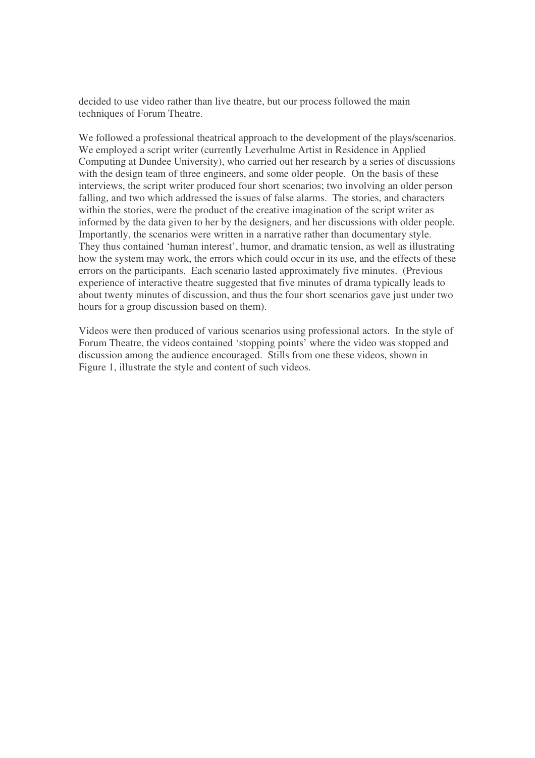decided to use video rather than live theatre, but our process followed the main techniques of Forum Theatre.

We followed a professional theatrical approach to the development of the plays/scenarios. We employed a script writer (currently Leverhulme Artist in Residence in Applied Computing at Dundee University), who carried out her research by a series of discussions with the design team of three engineers, and some older people. On the basis of these interviews, the script writer produced four short scenarios; two involving an older person falling, and two which addressed the issues of false alarms. The stories, and characters within the stories, were the product of the creative imagination of the script writer as informed by the data given to her by the designers, and her discussions with older people. Importantly, the scenarios were written in a narrative rather than documentary style. They thus contained 'human interest', humor, and dramatic tension, as well as illustrating how the system may work, the errors which could occur in its use, and the effects of these errors on the participants. Each scenario lasted approximately five minutes. (Previous experience of interactive theatre suggested that five minutes of drama typically leads to about twenty minutes of discussion, and thus the four short scenarios gave just under two hours for a group discussion based on them).

Videos were then produced of various scenarios using professional actors. In the style of Forum Theatre, the videos contained 'stopping points' where the video was stopped and discussion among the audience encouraged. Stills from one these videos, shown in Figure 1, illustrate the style and content of such videos.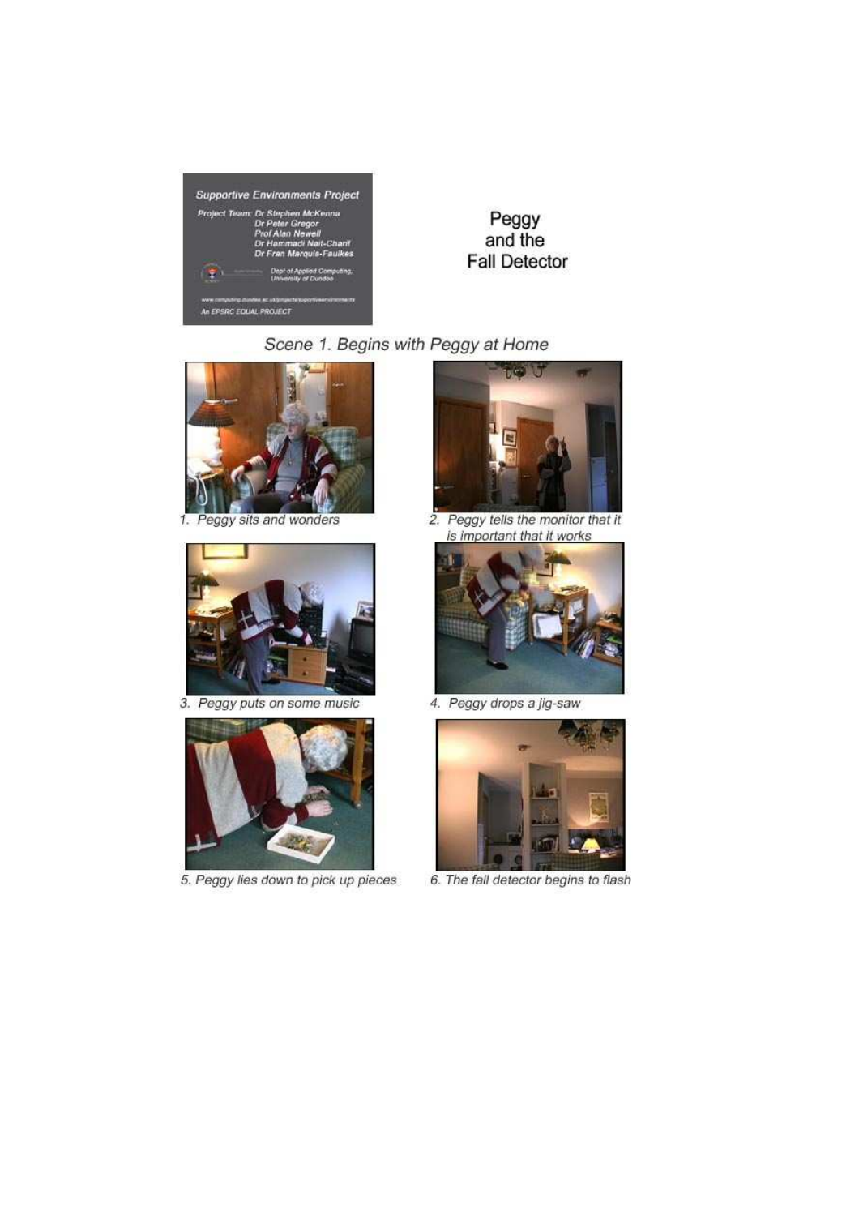Supportive Environments Project

Project Team: Dr Stephen McKenna
Dr Peter Gregor
Prof Alan Newell
Dr Hammadi Nait-Charif
Dr Fran Marquis-Faulkes

Dept of Applied Computing, University of Dundee

www.computing.dundee.ac.uk/projects/supportiveenvironments

An EPSRC EQUAL PROJECT

Peggy and the Fall Detector

*Scene 1. Begins with Peggy at Home*

1. *Peggy sits and wonders*

2. *Peggy tells the monitor that it is important that it works*

3. *Peggy puts on some music*

4. *Peggy drops a jig-saw*

5. *Peggy lies down to pick up pieces*

6. *The fall detector begins to flash*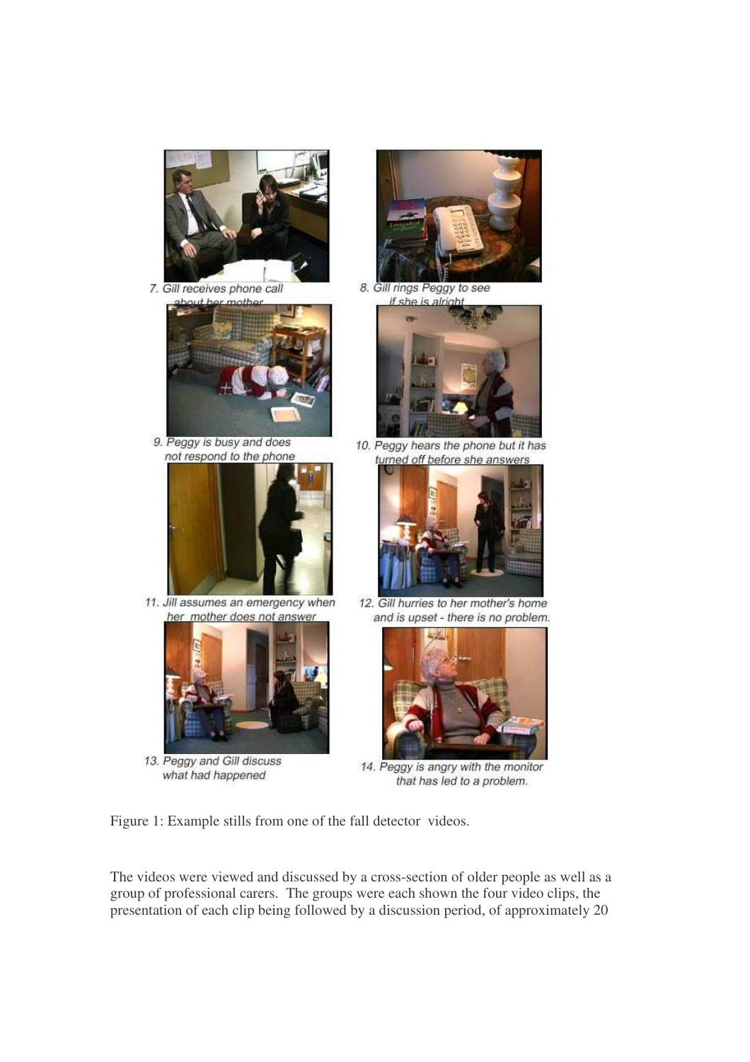7. Gill receives phone call about her mother

8. Gill rings Peggy to see if she is alright

9. Peggy is busy and does not respond to the phone

10. Peggy hears the phone but it has turned off before she answers

11. Jill assumes an emergency when her mother does not answer

12. Gill hurries to her mother's home and is upset - there is no problem.

13. Peggy and Gill discuss what had happened

14. Peggy is angry with the monitor that has led to a problem.

Figure 1: Example stills from one of the fall detector videos.

The videos were viewed and discussed by a cross-section of older people as well as a group of professional carers. The groups were each shown the four video clips, the presentation of each clip being followed by a discussion period, of approximately 20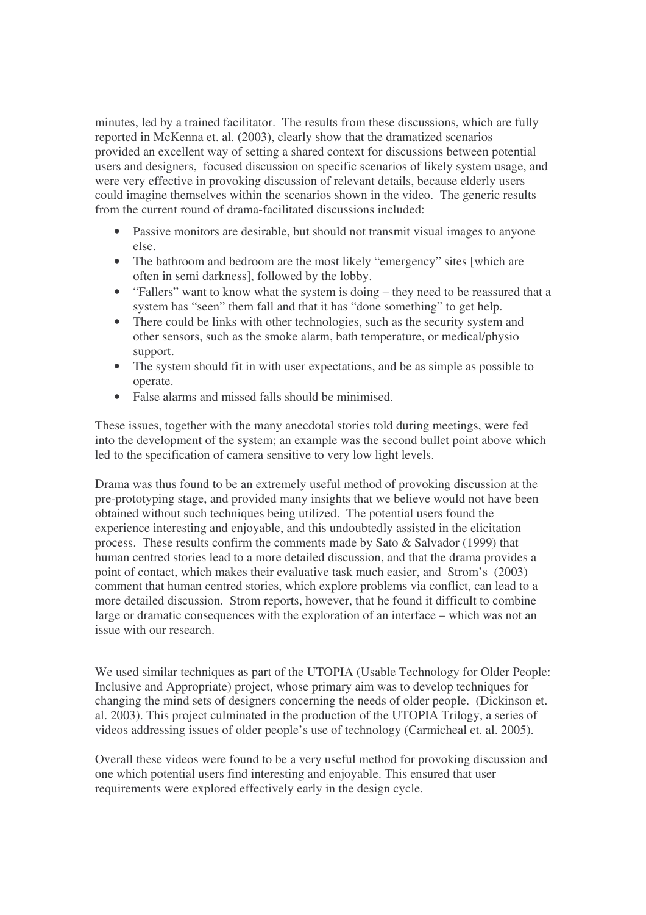minutes, led by a trained facilitator. The results from these discussions, which are fully reported in McKenna et. al. (2003), clearly show that the dramatized scenarios provided an excellent way of setting a shared context for discussions between potential users and designers, focused discussion on specific scenarios of likely system usage, and were very effective in provoking discussion of relevant details, because elderly users could imagine themselves within the scenarios shown in the video. The generic results from the current round of drama-facilitated discussions included:

- Passive monitors are desirable, but should not transmit visual images to anyone else.
- The bathroom and bedroom are the most likely "emergency" sites [which are often in semi darkness], followed by the lobby.
- "Fallers" want to know what the system is doing – they need to be reassured that a system has "seen" them fall and that it has "done something" to get help.
- There could be links with other technologies, such as the security system and other sensors, such as the smoke alarm, bath temperature, or medical/physio support.
- The system should fit in with user expectations, and be as simple as possible to operate.
- False alarms and missed falls should be minimised.

These issues, together with the many anecdotal stories told during meetings, were fed into the development of the system; an example was the second bullet point above which led to the specification of camera sensitive to very low light levels.

Drama was thus found to be an extremely useful method of provoking discussion at the pre-prototyping stage, and provided many insights that we believe would not have been obtained without such techniques being utilized. The potential users found the experience interesting and enjoyable, and this undoubtedly assisted in the elicitation process. These results confirm the comments made by Sato & Salvador (1999) that human centred stories lead to a more detailed discussion, and that the drama provides a point of contact, which makes their evaluative task much easier, and Strom's (2003) comment that human centred stories, which explore problems via conflict, can lead to a more detailed discussion. Strom reports, however, that he found it difficult to combine large or dramatic consequences with the exploration of an interface – which was not an issue with our research.

We used similar techniques as part of the UTOPIA (Usable Technology for Older People: Inclusive and Appropriate) project, whose primary aim was to develop techniques for changing the mind sets of designers concerning the needs of older people. (Dickinson et. al. 2003). This project culminated in the production of the UTOPIA Trilogy, a series of videos addressing issues of older people's use of technology (Carmicheal et. al. 2005).

Overall these videos were found to be a very useful method for provoking discussion and one which potential users find interesting and enjoyable. This ensured that user requirements were explored effectively early in the design cycle.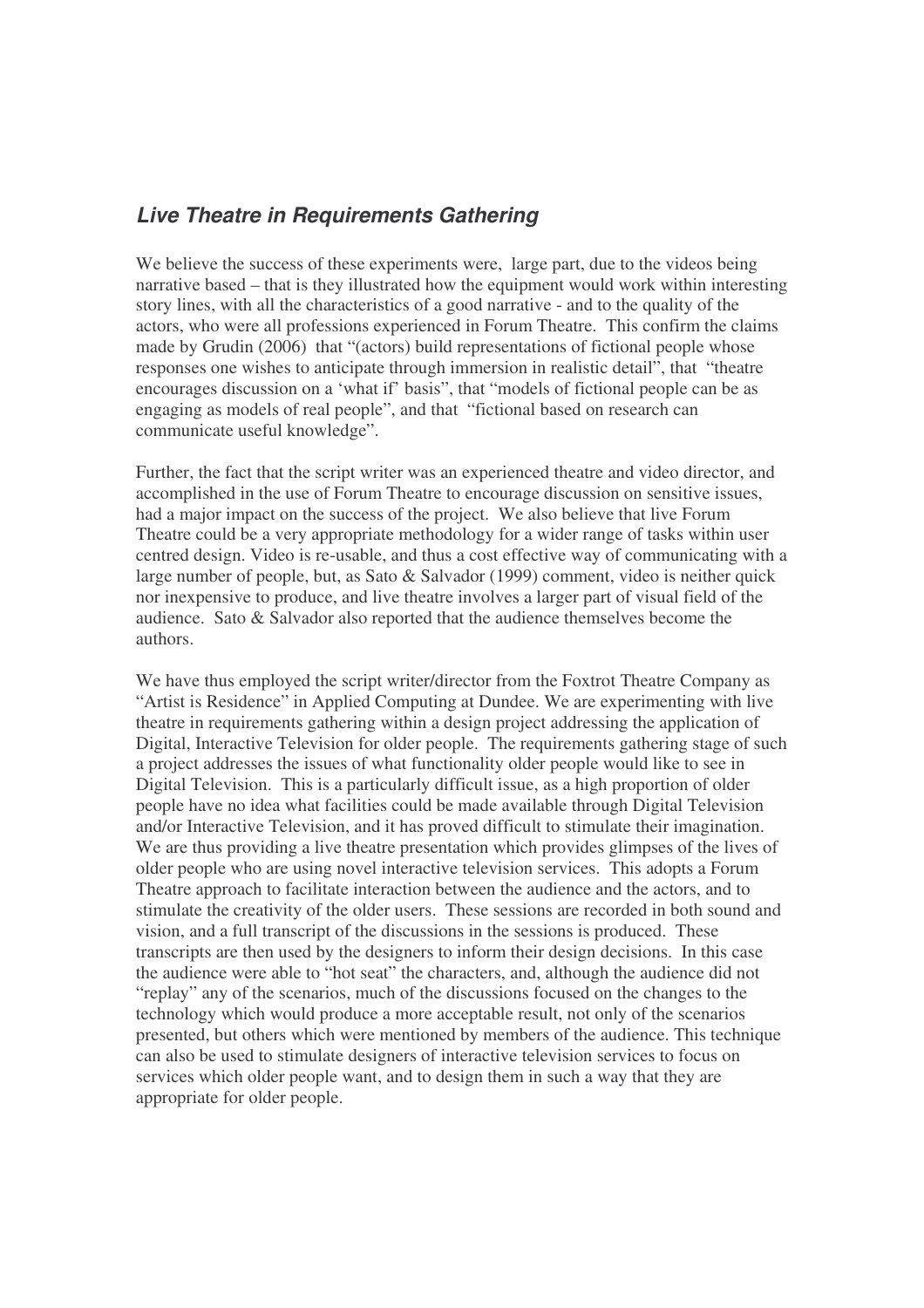## ***Live Theatre in Requirements Gathering***

We believe the success of these experiments were, large part, due to the videos being narrative based – that is they illustrated how the equipment would work within interesting story lines, with all the characteristics of a good narrative - and to the quality of the actors, who were all professions experienced in Forum Theatre. This confirm the claims made by Grudin (2006) that "(actors) build representations of fictional people whose responses one wishes to anticipate through immersion in realistic detail", that "theatre encourages discussion on a 'what if' basis", that "models of fictional people can be as engaging as models of real people", and that "fictional based on research can communicate useful knowledge".

Further, the fact that the script writer was an experienced theatre and video director, and accomplished in the use of Forum Theatre to encourage discussion on sensitive issues, had a major impact on the success of the project. We also believe that live Forum Theatre could be a very appropriate methodology for a wider range of tasks within user centred design. Video is re-usable, and thus a cost effective way of communicating with a large number of people, but, as Sato & Salvador (1999) comment, video is neither quick nor inexpensive to produce, and live theatre involves a larger part of visual field of the audience. Sato & Salvador also reported that the audience themselves become the authors.

We have thus employed the script writer/director from the Foxtrot Theatre Company as "Artist is Residence" in Applied Computing at Dundee. We are experimenting with live theatre in requirements gathering within a design project addressing the application of Digital, Interactive Television for older people. The requirements gathering stage of such a project addresses the issues of what functionality older people would like to see in Digital Television. This is a particularly difficult issue, as a high proportion of older people have no idea what facilities could be made available through Digital Television and/or Interactive Television, and it has proved difficult to stimulate their imagination. We are thus providing a live theatre presentation which provides glimpses of the lives of older people who are using novel interactive television services. This adopts a Forum Theatre approach to facilitate interaction between the audience and the actors, and to stimulate the creativity of the older users. These sessions are recorded in both sound and vision, and a full transcript of the discussions in the sessions is produced. These transcripts are then used by the designers to inform their design decisions. In this case the audience were able to "hot seat" the characters, and, although the audience did not "replay" any of the scenarios, much of the discussions focused on the changes to the technology which would produce a more acceptable result, not only of the scenarios presented, but others which were mentioned by members of the audience. This technique can also be used to stimulate designers of interactive television services to focus on services which older people want, and to design them in such a way that they are appropriate for older people.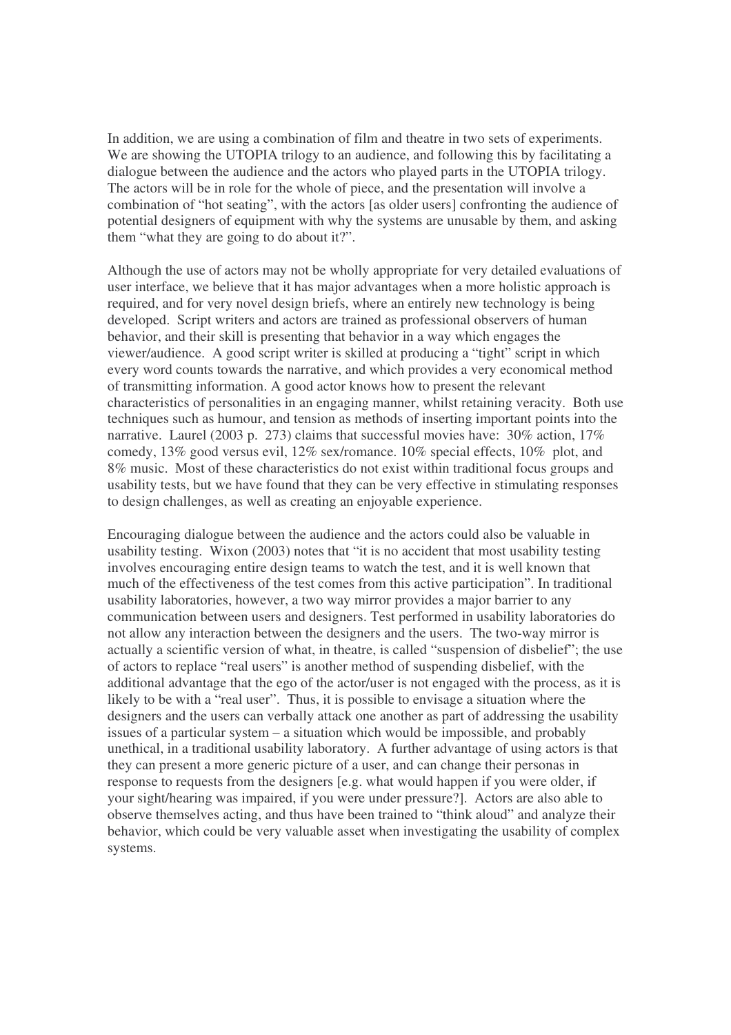In addition, we are using a combination of film and theatre in two sets of experiments. We are showing the UTOPIA trilogy to an audience, and following this by facilitating a dialogue between the audience and the actors who played parts in the UTOPIA trilogy. The actors will be in role for the whole of piece, and the presentation will involve a combination of "hot seating", with the actors [as older users] confronting the audience of potential designers of equipment with why the systems are unusable by them, and asking them "what they are going to do about it?".

Although the use of actors may not be wholly appropriate for very detailed evaluations of user interface, we believe that it has major advantages when a more holistic approach is required, and for very novel design briefs, where an entirely new technology is being developed. Script writers and actors are trained as professional observers of human behavior, and their skill is presenting that behavior in a way which engages the viewer/audience. A good script writer is skilled at producing a "tight" script in which every word counts towards the narrative, and which provides a very economical method of transmitting information. A good actor knows how to present the relevant characteristics of personalities in an engaging manner, whilst retaining veracity. Both use techniques such as humour, and tension as methods of inserting important points into the narrative. Laurel (2003 p. 273) claims that successful movies have: 30% action, 17% comedy, 13% good versus evil, 12% sex/romance. 10% special effects, 10% plot, and 8% music. Most of these characteristics do not exist within traditional focus groups and usability tests, but we have found that they can be very effective in stimulating responses to design challenges, as well as creating an enjoyable experience.

Encouraging dialogue between the audience and the actors could also be valuable in usability testing. Wixon (2003) notes that "it is no accident that most usability testing involves encouraging entire design teams to watch the test, and it is well known that much of the effectiveness of the test comes from this active participation". In traditional usability laboratories, however, a two way mirror provides a major barrier to any communication between users and designers. Test performed in usability laboratories do not allow any interaction between the designers and the users. The two-way mirror is actually a scientific version of what, in theatre, is called "suspension of disbelief"; the use of actors to replace "real users" is another method of suspending disbelief, with the additional advantage that the ego of the actor/user is not engaged with the process, as it is likely to be with a "real user". Thus, it is possible to envisage a situation where the designers and the users can verbally attack one another as part of addressing the usability issues of a particular system – a situation which would be impossible, and probably unethical, in a traditional usability laboratory. A further advantage of using actors is that they can present a more generic picture of a user, and can change their personas in response to requests from the designers [e.g. what would happen if you were older, if your sight/hearing was impaired, if you were under pressure?]. Actors are also able to observe themselves acting, and thus have been trained to "think aloud" and analyze their behavior, which could be very valuable asset when investigating the usability of complex systems.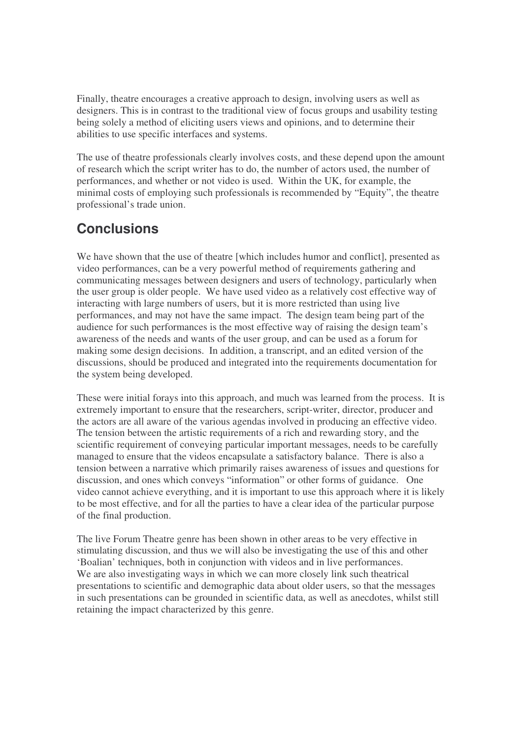Finally, theatre encourages a creative approach to design, involving users as well as designers. This is in contrast to the traditional view of focus groups and usability testing being solely a method of eliciting users views and opinions, and to determine their abilities to use specific interfaces and systems.

The use of theatre professionals clearly involves costs, and these depend upon the amount of research which the script writer has to do, the number of actors used, the number of performances, and whether or not video is used. Within the UK, for example, the minimal costs of employing such professionals is recommended by "Equity", the theatre professional's trade union.

## Conclusions

We have shown that the use of theatre [which includes humor and conflict], presented as video performances, can be a very powerful method of requirements gathering and communicating messages between designers and users of technology, particularly when the user group is older people. We have used video as a relatively cost effective way of interacting with large numbers of users, but it is more restricted than using live performances, and may not have the same impact. The design team being part of the audience for such performances is the most effective way of raising the design team's awareness of the needs and wants of the user group, and can be used as a forum for making some design decisions. In addition, a transcript, and an edited version of the discussions, should be produced and integrated into the requirements documentation for the system being developed.

These were initial forays into this approach, and much was learned from the process. It is extremely important to ensure that the researchers, script-writer, director, producer and the actors are all aware of the various agendas involved in producing an effective video. The tension between the artistic requirements of a rich and rewarding story, and the scientific requirement of conveying particular important messages, needs to be carefully managed to ensure that the videos encapsulate a satisfactory balance. There is also a tension between a narrative which primarily raises awareness of issues and questions for discussion, and ones which conveys "information" or other forms of guidance. One video cannot achieve everything, and it is important to use this approach where it is likely to be most effective, and for all the parties to have a clear idea of the particular purpose of the final production.

The live Forum Theatre genre has been shown in other areas to be very effective in stimulating discussion, and thus we will also be investigating the use of this and other 'Boalian' techniques, both in conjunction with videos and in live performances. We are also investigating ways in which we can more closely link such theatrical presentations to scientific and demographic data about older users, so that the messages in such presentations can be grounded in scientific data, as well as anecdotes, whilst still retaining the impact characterized by this genre.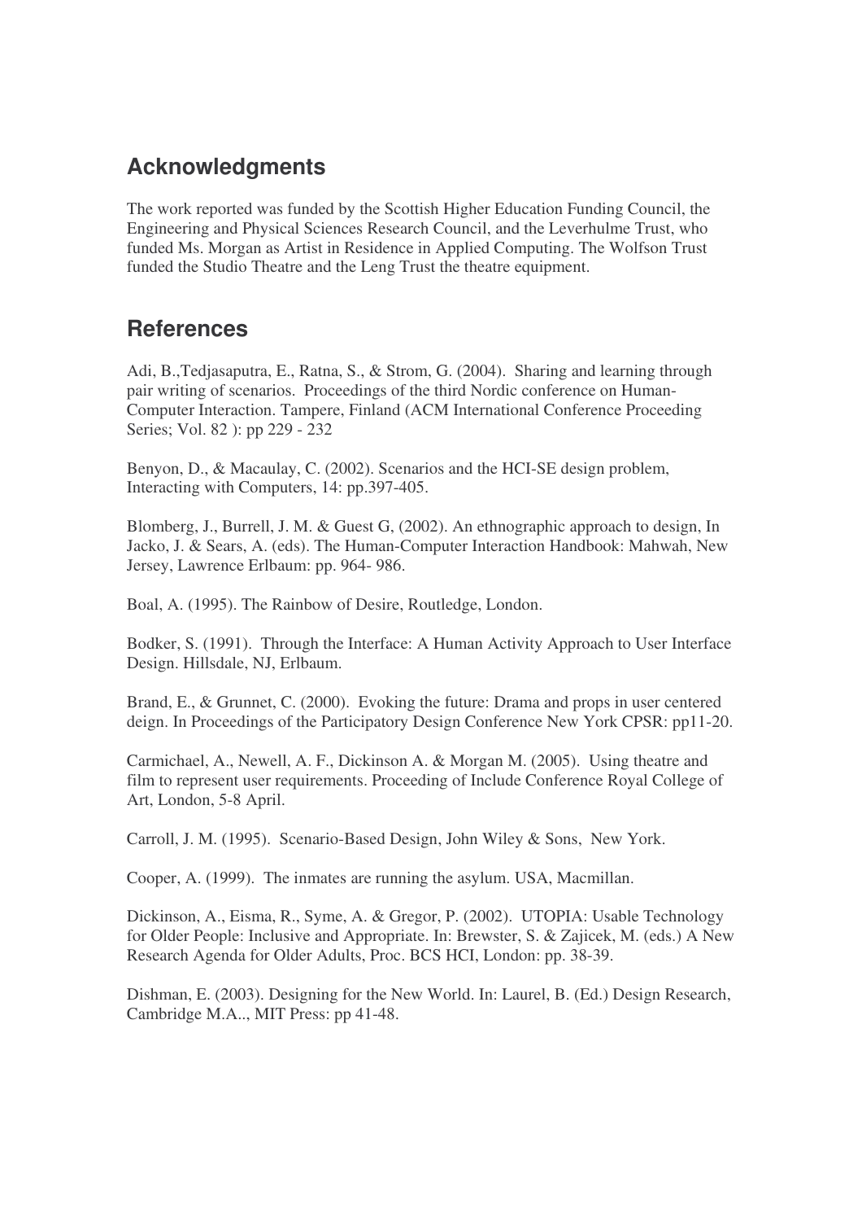## Acknowledgments

The work reported was funded by the Scottish Higher Education Funding Council, the Engineering and Physical Sciences Research Council, and the Leverhulme Trust, who funded Ms. Morgan as Artist in Residence in Applied Computing. The Wolfson Trust funded the Studio Theatre and the Leng Trust the theatre equipment.

## References

Adi, B.,Tedjasaputra, E., Ratna, S., & Strom, G. (2004). Sharing and learning through pair writing of scenarios. Proceedings of the third Nordic conference on Human-Computer Interaction. Tampere, Finland (ACM International Conference Proceeding Series; Vol. 82 ): pp 229 - 232

Benyon, D., & Macaulay, C. (2002). Scenarios and the HCI-SE design problem, Interacting with Computers, 14: pp.397-405.

Blomberg, J., Burrell, J. M. & Guest G, (2002). An ethnographic approach to design, In Jacko, J. & Sears, A. (eds). The Human-Computer Interaction Handbook: Mahwah, New Jersey, Lawrence Erlbaum: pp. 964- 986.

Boal, A. (1995). The Rainbow of Desire, Routledge, London.

Bodker, S. (1991). Through the Interface: A Human Activity Approach to User Interface Design. Hillsdale, NJ, Erlbaum.

Brand, E., & Grunnet, C. (2000). Evoking the future: Drama and props in user centered deign. In Proceedings of the Participatory Design Conference New York CPSR: pp11-20.

Carmichael, A., Newell, A. F., Dickinson A. & Morgan M. (2005). Using theatre and film to represent user requirements. Proceeding of Include Conference Royal College of Art, London, 5-8 April.

Carroll, J. M. (1995). Scenario-Based Design, John Wiley & Sons, New York.

Cooper, A. (1999). The inmates are running the asylum. USA, Macmillan.

Dickinson, A., Eisma, R., Syme, A. & Gregor, P. (2002). UTOPIA: Usable Technology for Older People: Inclusive and Appropriate. In: Brewster, S. & Zajicek, M. (eds.) A New Research Agenda for Older Adults, Proc. BCS HCI, London: pp. 38-39.

Dishman, E. (2003). Designing for the New World. In: Laurel, B. (Ed.) Design Research, Cambridge M.A.., MIT Press: pp 41-48.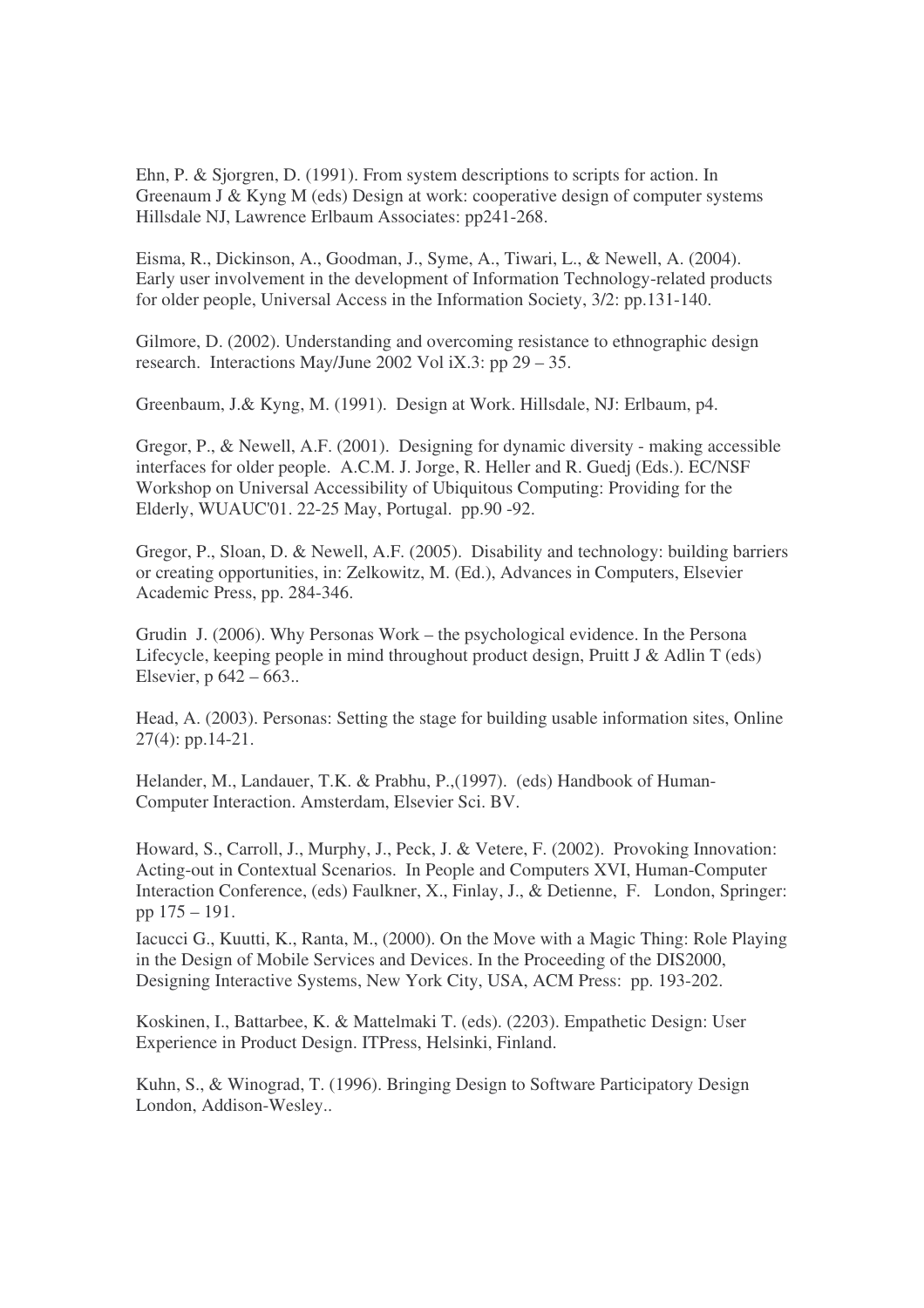Ehn, P. & Sjorgren, D. (1991). From system descriptions to scripts for action. In Greenaum J & Kyng M (eds) Design at work: cooperative design of computer systems Hillsdale NJ, Lawrence Erlbaum Associates: pp241-268.

Eisma, R., Dickinson, A., Goodman, J., Syme, A., Tiwari, L., & Newell, A. (2004). Early user involvement in the development of Information Technology-related products for older people, Universal Access in the Information Society, 3/2: pp.131-140.

Gilmore, D. (2002). Understanding and overcoming resistance to ethnographic design research. Interactions May/June 2002 Vol iX.3: pp 29 – 35.

Greenbaum, J.& Kyng, M. (1991). Design at Work. Hillsdale, NJ: Erlbaum, p4.

Gregor, P., & Newell, A.F. (2001). Designing for dynamic diversity - making accessible interfaces for older people. A.C.M. J. Jorge, R. Heller and R. Guedj (Eds.). EC/NSF Workshop on Universal Accessibility of Ubiquitous Computing: Providing for the Elderly, WUAUC'01. 22-25 May, Portugal. pp.90 -92.

Gregor, P., Sloan, D. & Newell, A.F. (2005). Disability and technology: building barriers or creating opportunities, in: Zelkowitz, M. (Ed.), Advances in Computers, Elsevier Academic Press, pp. 284-346.

Grudin J. (2006). Why Personas Work – the psychological evidence. In the Persona Lifecycle, keeping people in mind throughout product design, Pruitt J & Adlin T (eds) Elsevier, p 642 – 663..

Head, A. (2003). Personas: Setting the stage for building usable information sites, Online 27(4): pp.14-21.

Helander, M., Landauer, T.K. & Prabhu, P.,(1997). (eds) Handbook of Human-Computer Interaction. Amsterdam, Elsevier Sci. BV.

Howard, S., Carroll, J., Murphy, J., Peck, J. & Vetere, F. (2002). Provoking Innovation: Acting-out in Contextual Scenarios. In People and Computers XVI, Human-Computer Interaction Conference, (eds) Faulkner, X., Finlay, J., & Detienne, F. London, Springer: pp 175 – 191.

Iacucci G., Kuutti, K., Ranta, M., (2000). On the Move with a Magic Thing: Role Playing in the Design of Mobile Services and Devices. In the Proceeding of the DIS2000, Designing Interactive Systems, New York City, USA, ACM Press: pp. 193-202.

Koskinen, I., Battarbee, K. & Mattelmaki T. (eds). (2203). Empathetic Design: User Experience in Product Design. ITPress, Helsinki, Finland.

Kuhn, S., & Winograd, T. (1996). Bringing Design to Software Participatory Design London, Addison-Wesley..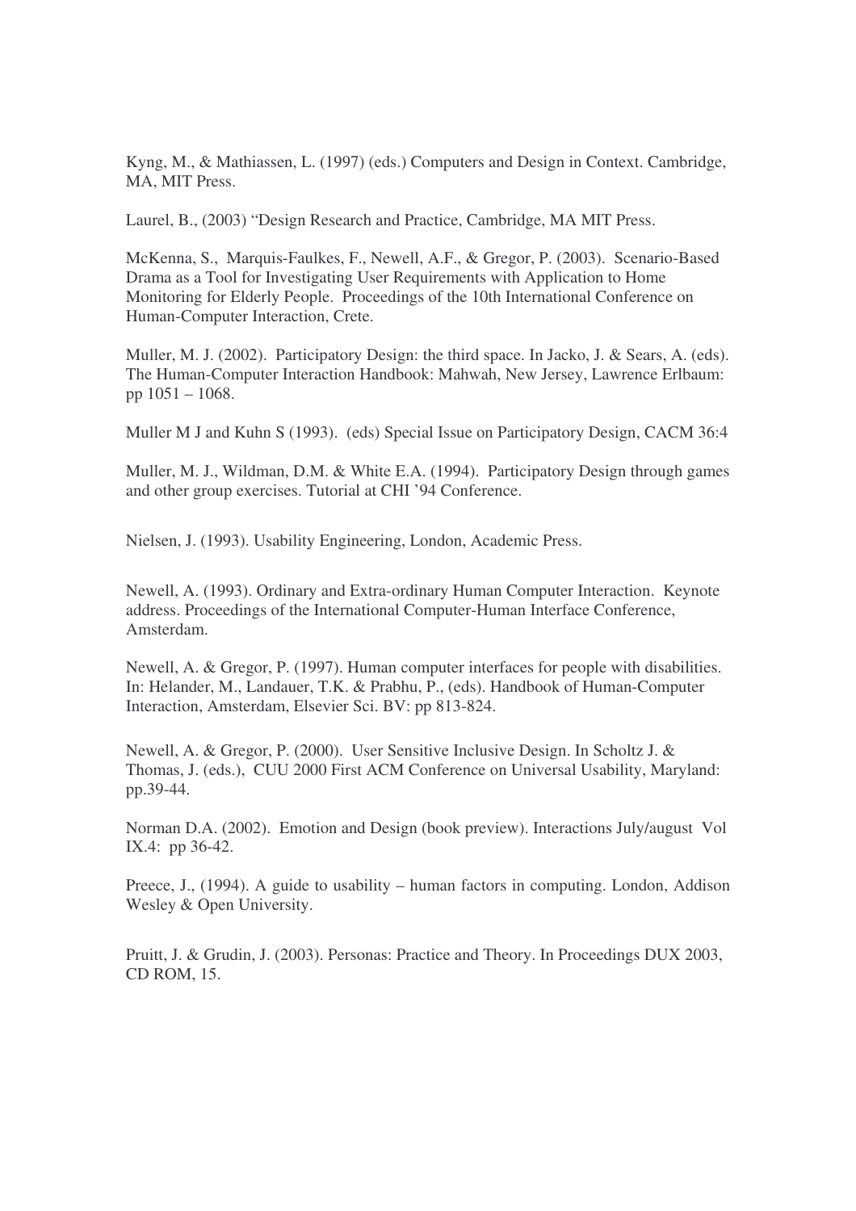Kyng, M., & Mathiassen, L. (1997) (eds.) Computers and Design in Context. Cambridge, MA, MIT Press.

Laurel, B., (2003) "Design Research and Practice, Cambridge, MA MIT Press.

McKenna, S., Marquis-Faulkes, F., Newell, A.F., & Gregor, P. (2003). Scenario-Based Drama as a Tool for Investigating User Requirements with Application to Home Monitoring for Elderly People. Proceedings of the 10th International Conference on Human-Computer Interaction, Crete.

Muller, M. J. (2002). Participatory Design: the third space. In Jacko, J. & Sears, A. (eds). The Human-Computer Interaction Handbook: Mahwah, New Jersey, Lawrence Erlbaum: pp 1051 – 1068.

Muller M J and Kuhn S (1993). (eds) Special Issue on Participatory Design, CACM 36:4

Muller, M. J., Wildman, D.M. & White E.A. (1994). Participatory Design through games and other group exercises. Tutorial at CHI '94 Conference.

Nielsen, J. (1993). Usability Engineering, London, Academic Press.

Newell, A. (1993). Ordinary and Extra-ordinary Human Computer Interaction. Keynote address. Proceedings of the International Computer-Human Interface Conference, Amsterdam.

Newell, A. & Gregor, P. (1997). Human computer interfaces for people with disabilities. In: Helander, M., Landauer, T.K. & Prabhu, P., (eds). Handbook of Human-Computer Interaction, Amsterdam, Elsevier Sci. BV: pp 813-824.

Newell, A. & Gregor, P. (2000). User Sensitive Inclusive Design. In Scholtz J. & Thomas, J. (eds.), CUU 2000 First ACM Conference on Universal Usability, Maryland: pp.39-44.

Norman D.A. (2002). Emotion and Design (book preview). Interactions July/august Vol IX.4: pp 36-42.

Preece, J., (1994). A guide to usability – human factors in computing. London, Addison Wesley & Open University.

Pruitt, J. & Grudin, J. (2003). Personas: Practice and Theory. In Proceedings DUX 2003, CD ROM, 15.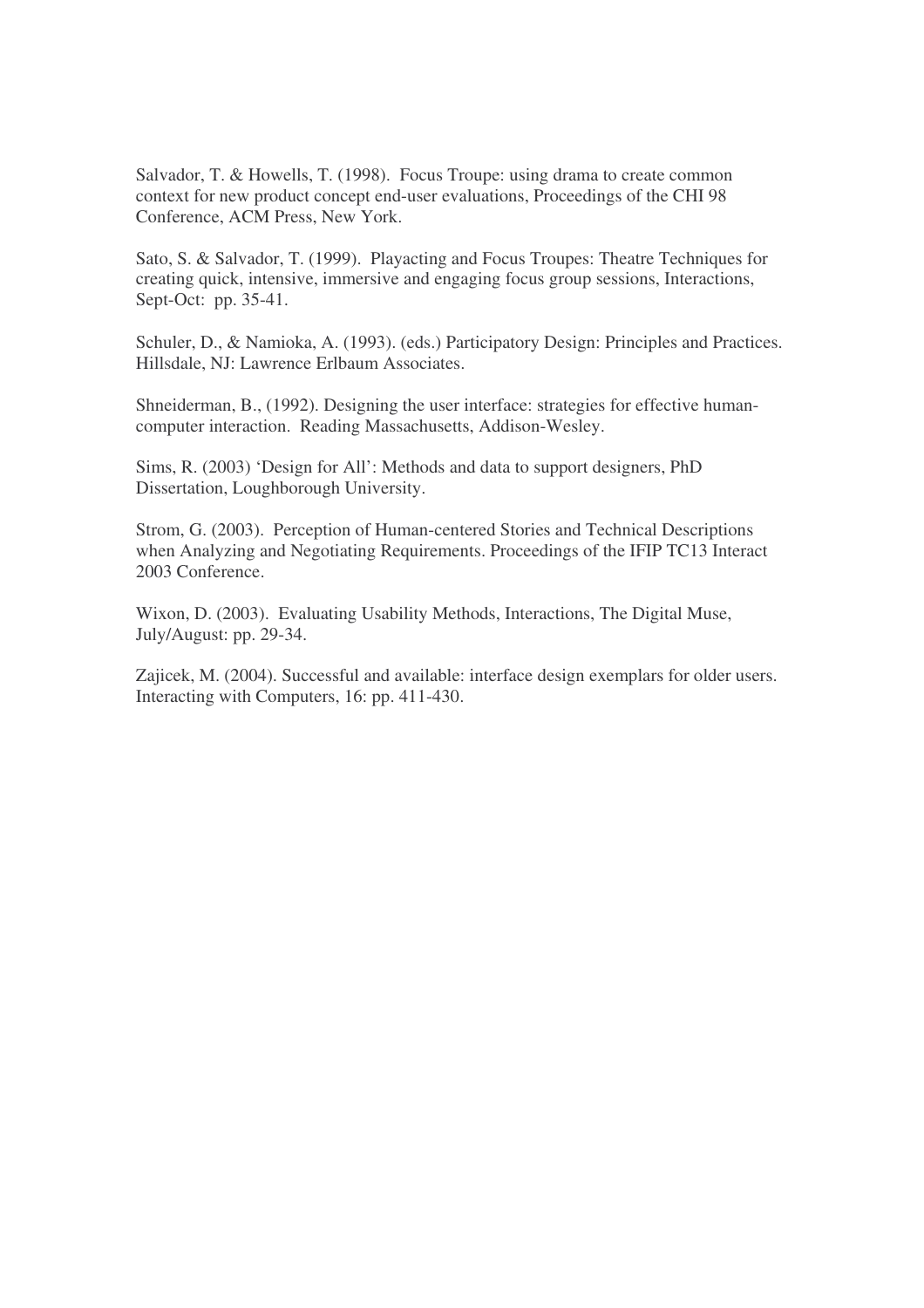Salvador, T. & Howells, T. (1998). Focus Troupe: using drama to create common context for new product concept end-user evaluations, Proceedings of the CHI 98 Conference, ACM Press, New York.

Sato, S. & Salvador, T. (1999). Playacting and Focus Troupes: Theatre Techniques for creating quick, intensive, immersive and engaging focus group sessions, Interactions, Sept-Oct: pp. 35-41.

Schuler, D., & Namioka, A. (1993). (eds.) Participatory Design: Principles and Practices. Hillsdale, NJ: Lawrence Erlbaum Associates.

Shneiderman, B., (1992). Designing the user interface: strategies for effective human-computer interaction. Reading Massachusetts, Addison-Wesley.

Sims, R. (2003) 'Design for All': Methods and data to support designers, PhD Dissertation, Loughborough University.

Strom, G. (2003). Perception of Human-centered Stories and Technical Descriptions when Analyzing and Negotiating Requirements. Proceedings of the IFIP TC13 Interact 2003 Conference.

Wixon, D. (2003). Evaluating Usability Methods, Interactions, The Digital Muse, July/August: pp. 29-34.

Zajicek, M. (2004). Successful and available: interface design exemplars for older users. Interacting with Computers, 16: pp. 411-430.